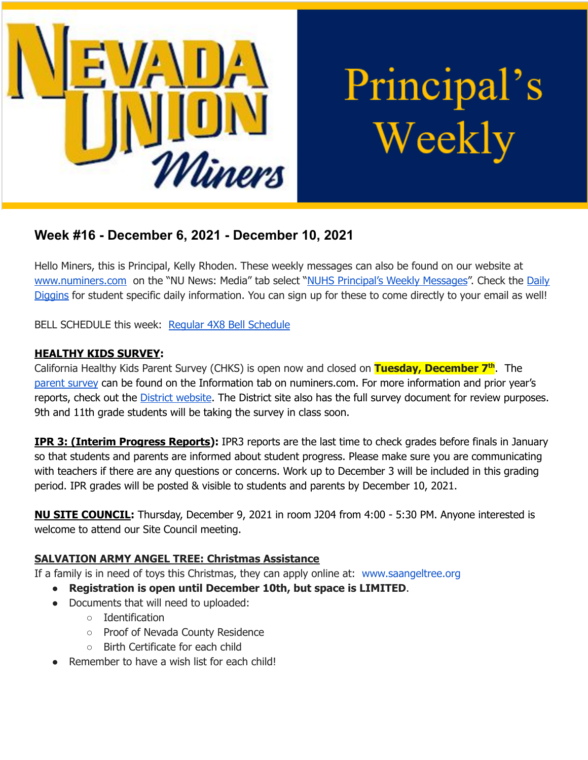Nevada Union Miners — Principal's Weekly

## Week #16 - December 6, 2021 - December 10, 2021

Hello Miners, this is Principal, Kelly Rhoden. These weekly messages can also be found on our website at www.numiners.com on the "NU News: Media" tab select "NUHS Principal's Weekly Messages". Check the Daily Diggins for student specific daily information. You can sign up for these to come directly to your email as well!

BELL SCHEDULE this week: Regular 4X8 Bell Schedule

**HEALTHY KIDS SURVEY:**
California Healthy Kids Parent Survey (CHKS) is open now and closed on **Tuesday, December 7th**. The parent survey can be found on the Information tab on numiners.com. For more information and prior year's reports, check out the District website. The District site also has the full survey document for review purposes. 9th and 11th grade students will be taking the survey in class soon.

**IPR 3: (Interim Progress Reports):** IPR3 reports are the last time to check grades before finals in January so that students and parents are informed about student progress. Please make sure you are communicating with teachers if there are any questions or concerns. Work up to December 3 will be included in this grading period. IPR grades will be posted & visible to students and parents by December 10, 2021.

**NU SITE COUNCIL:** Thursday, December 9, 2021 in room J204 from 4:00 - 5:30 PM. Anyone interested is welcome to attend our Site Council meeting.

**SALVATION ARMY ANGEL TREE: Christmas Assistance**
If a family is in need of toys this Christmas, they can apply online at: www.saangeltree.org

- **Registration is open until December 10th, but space is LIMITED**.
- Documents that will need to uploaded:
  - Identification
  - Proof of Nevada County Residence
  - Birth Certificate for each child
- Remember to have a wish list for each child!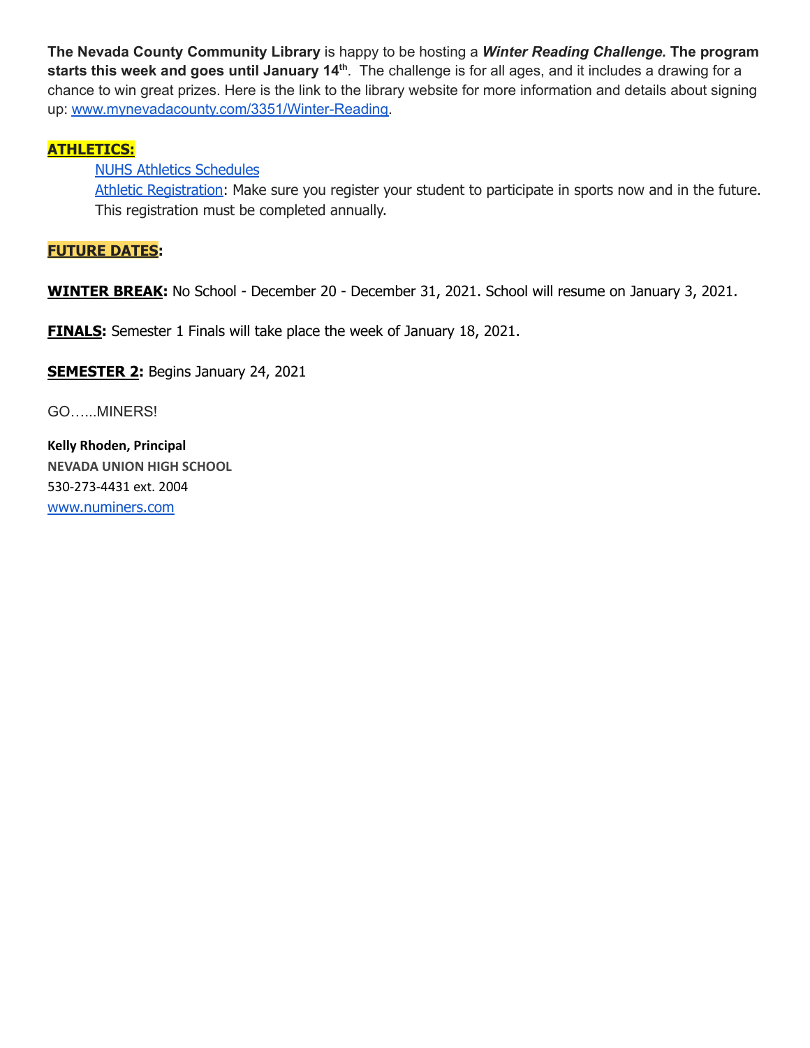**The Nevada County Community Library** is happy to be hosting a ***Winter Reading Challenge.*** **The program starts this week and goes until January 14th**. The challenge is for all ages, and it includes a drawing for a chance to win great prizes. Here is the link to the library website for more information and details about signing up: [www.mynevadacounty.com/3351/Winter-Reading](www.mynevadacounty.com/3351/Winter-Reading).

**ATHLETICS:**

[NUHS Athletics Schedules]()

[Athletic Registration](): Make sure you register your student to participate in sports now and in the future. This registration must be completed annually.

**FUTURE DATES:**

**WINTER BREAK:** No School - December 20 - December 31, 2021. School will resume on January 3, 2021.

**FINALS:** Semester 1 Finals will take place the week of January 18, 2021.

**SEMESTER 2:** Begins January 24, 2021

GO…...MINERS!

**Kelly Rhoden, Principal**
**NEVADA UNION HIGH SCHOOL**
530-273-4431 ext. 2004
[www.numiners.com](www.numiners.com)